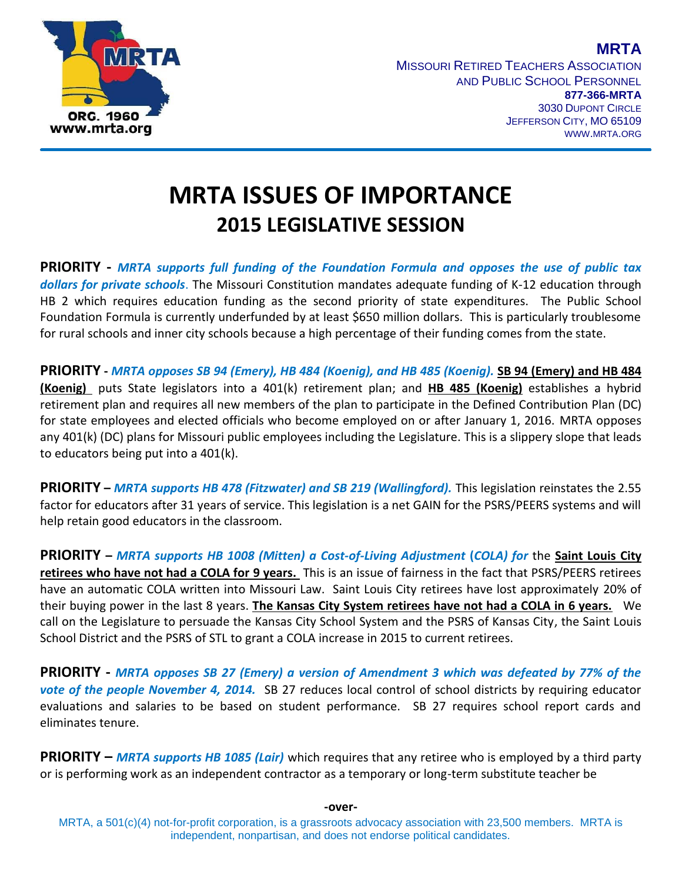**MRTA**
MISSOURI RETIRED TEACHERS ASSOCIATION
AND PUBLIC SCHOOL PERSONNEL
**877-366-MRTA**
3030 DUPONT CIRCLE
JEFFERSON CITY, MO 65109
WWW.MRTA.ORG

ORG. 1960
www.mrta.org

# MRTA ISSUES OF IMPORTANCE
## 2015 LEGISLATIVE SESSION

**PRIORITY -** ***MRTA supports full funding of the Foundation Formula and opposes the use of public tax dollars for private schools***. The Missouri Constitution mandates adequate funding of K-12 education through HB 2 which requires education funding as the second priority of state expenditures. The Public School Foundation Formula is currently underfunded by at least $650 million dollars. This is particularly troublesome for rural schools and inner city schools because a high percentage of their funding comes from the state.

**PRIORITY -** ***MRTA opposes SB 94 (Emery), HB 484 (Koenig), and HB 485 (Koenig).*** **SB 94 (Emery) and HB 484 (Koenig)** puts State legislators into a 401(k) retirement plan; and **HB 485 (Koenig)** establishes a hybrid retirement plan and requires all new members of the plan to participate in the Defined Contribution Plan (DC) for state employees and elected officials who become employed on or after January 1, 2016. MRTA opposes any 401(k) (DC) plans for Missouri public employees including the Legislature. This is a slippery slope that leads to educators being put into a 401(k).

**PRIORITY –** ***MRTA supports HB 478 (Fitzwater) and SB 219 (Wallingford).*** This legislation reinstates the 2.55 factor for educators after 31 years of service. This legislation is a net GAIN for the PSRS/PEERS systems and will help retain good educators in the classroom.

**PRIORITY –** ***MRTA supports HB 1008 (Mitten) a Cost-of-Living Adjustment (COLA) for*** the **Saint Louis City retirees who have not had a COLA for 9 years.** This is an issue of fairness in the fact that PSRS/PEERS retirees have an automatic COLA written into Missouri Law. Saint Louis City retirees have lost approximately 20% of their buying power in the last 8 years. **The Kansas City System retirees have not had a COLA in 6 years.** We call on the Legislature to persuade the Kansas City School System and the PSRS of Kansas City, the Saint Louis School District and the PSRS of STL to grant a COLA increase in 2015 to current retirees.

**PRIORITY -** ***MRTA opposes SB 27 (Emery) a version of Amendment 3 which was defeated by 77% of the vote of the people November 4, 2014.*** SB 27 reduces local control of school districts by requiring educator evaluations and salaries to be based on student performance. SB 27 requires school report cards and eliminates tenure.

**PRIORITY –** ***MRTA supports HB 1085 (Lair)*** which requires that any retiree who is employed by a third party or is performing work as an independent contractor as a temporary or long-term substitute teacher be

**-over-**

MRTA, a 501(c)(4) not-for-profit corporation, is a grassroots advocacy association with 23,500 members. MRTA is independent, nonpartisan, and does not endorse political candidates.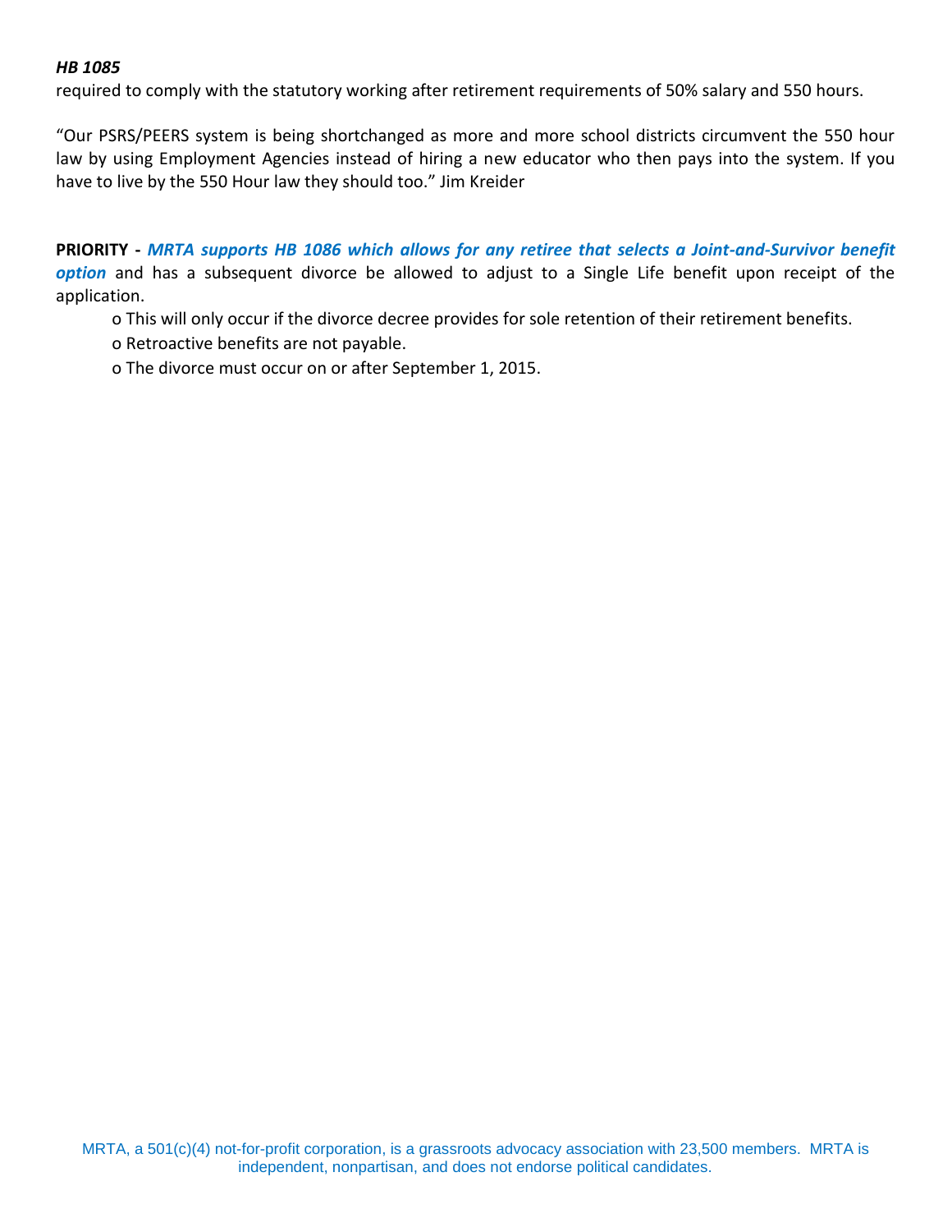***HB 1085***
required to comply with the statutory working after retirement requirements of 50% salary and 550 hours.

“Our PSRS/PEERS system is being shortchanged as more and more school districts circumvent the 550 hour law by using Employment Agencies instead of hiring a new educator who then pays into the system. If you have to live by the 550 Hour law they should too.” Jim Kreider

**PRIORITY -** ***MRTA supports HB 1086 which allows for any retiree that selects a Joint-and-Survivor benefit option*** and has a subsequent divorce be allowed to adjust to a Single Life benefit upon receipt of the application.

- This will only occur if the divorce decree provides for sole retention of their retirement benefits.
- Retroactive benefits are not payable.
- The divorce must occur on or after September 1, 2015.

MRTA, a 501(c)(4) not-for-profit corporation, is a grassroots advocacy association with 23,500 members. MRTA is independent, nonpartisan, and does not endorse political candidates.